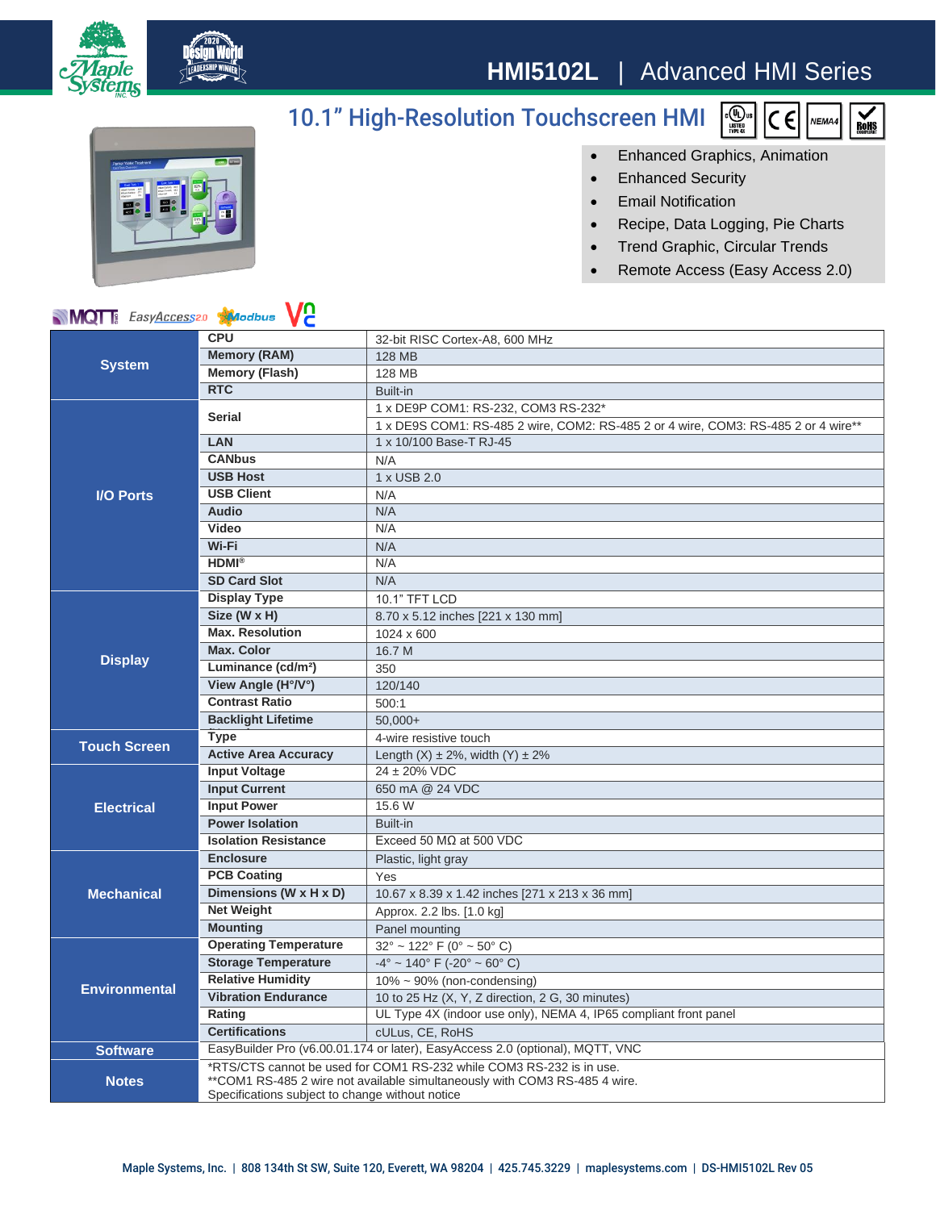# HMI5102L | Advanced HMI Series

## 10.1" High-Resolution Touchscreen HMI

- Enhanced Graphics, Animation
- Enhanced Security
- Email Notification
- Recipe, Data Logging, Pie Charts
- Trend Graphic, Circular Trends
- Remote Access (Easy Access 2.0)

| | | |
|---|---|---|
| **System** | **CPU** | 32-bit RISC Cortex-A8, 600 MHz |
| | **Memory (RAM)** | 128 MB |
| | **Memory (Flash)** | 128 MB |
| | **RTC** | Built-in |
| **I/O Ports** | **Serial** | 1 x DE9P COM1: RS-232, COM3 RS-232* |
| | | 1 x DE9S COM1: RS-485 2 wire, COM2: RS-485 2 or 4 wire, COM3: RS-485 2 or 4 wire** |
| | **LAN** | 1 x 10/100 Base-T RJ-45 |
| | **CANbus** | N/A |
| | **USB Host** | 1 x USB 2.0 |
| | **USB Client** | N/A |
| | **Audio** | N/A |
| | **Video** | N/A |
| | **Wi-Fi** | N/A |
| | **HDMI®** | N/A |
| | **SD Card Slot** | N/A |
| **Display** | **Display Type** | 10.1" TFT LCD |
| | **Size (W x H)** | 8.70 x 5.12 inches [221 x 130 mm] |
| | **Max. Resolution** | 1024 x 600 |
| | **Max. Color** | 16.7 M |
| | **Luminance (cd/m²)** | 350 |
| | **View Angle (H°/V°)** | 120/140 |
| | **Contrast Ratio** | 500:1 |
| | **Backlight Lifetime** | 50,000+ |
| **Touch Screen** | **Type** | 4-wire resistive touch |
| | **Active Area Accuracy** | Length (X) ± 2%, width (Y) ± 2% |
| **Electrical** | **Input Voltage** | 24 ± 20% VDC |
| | **Input Current** | 650 mA @ 24 VDC |
| | **Input Power** | 15.6 W |
| | **Power Isolation** | Built-in |
| | **Isolation Resistance** | Exceed 50 MΩ at 500 VDC |
| **Mechanical** | **Enclosure** | Plastic, light gray |
| | **PCB Coating** | Yes |
| | **Dimensions (W x H x D)** | 10.67 x 8.39 x 1.42 inches [271 x 213 x 36 mm] |
| | **Net Weight** | Approx. 2.2 lbs. [1.0 kg] |
| | **Mounting** | Panel mounting |
| **Environmental** | **Operating Temperature** | 32° ~ 122° F (0° ~ 50° C) |
| | **Storage Temperature** | -4° ~ 140° F (-20° ~ 60° C) |
| | **Relative Humidity** | 10% ~ 90% (non-condensing) |
| | **Vibration Endurance** | 10 to 25 Hz (X, Y, Z direction, 2 G, 30 minutes) |
| | **Rating** | UL Type 4X (indoor use only), NEMA 4, IP65 compliant front panel |
| | **Certifications** | cULus, CE, RoHS |
| **Software** | EasyBuilder Pro (v6.00.01.174 or later), EasyAccess 2.0 (optional), MQTT, VNC | |
| **Notes** | *RTS/CTS cannot be used for COM1 RS-232 while COM3 RS-232 is in use.<br>**COM1 RS-485 2 wire not available simultaneously with COM3 RS-485 4 wire.<br>Specifications subject to change without notice | |

Maple Systems, Inc. | 808 134th St SW, Suite 120, Everett, WA 98204 | 425.745.3229 | maplesystems.com | DS-HMI5102L Rev 05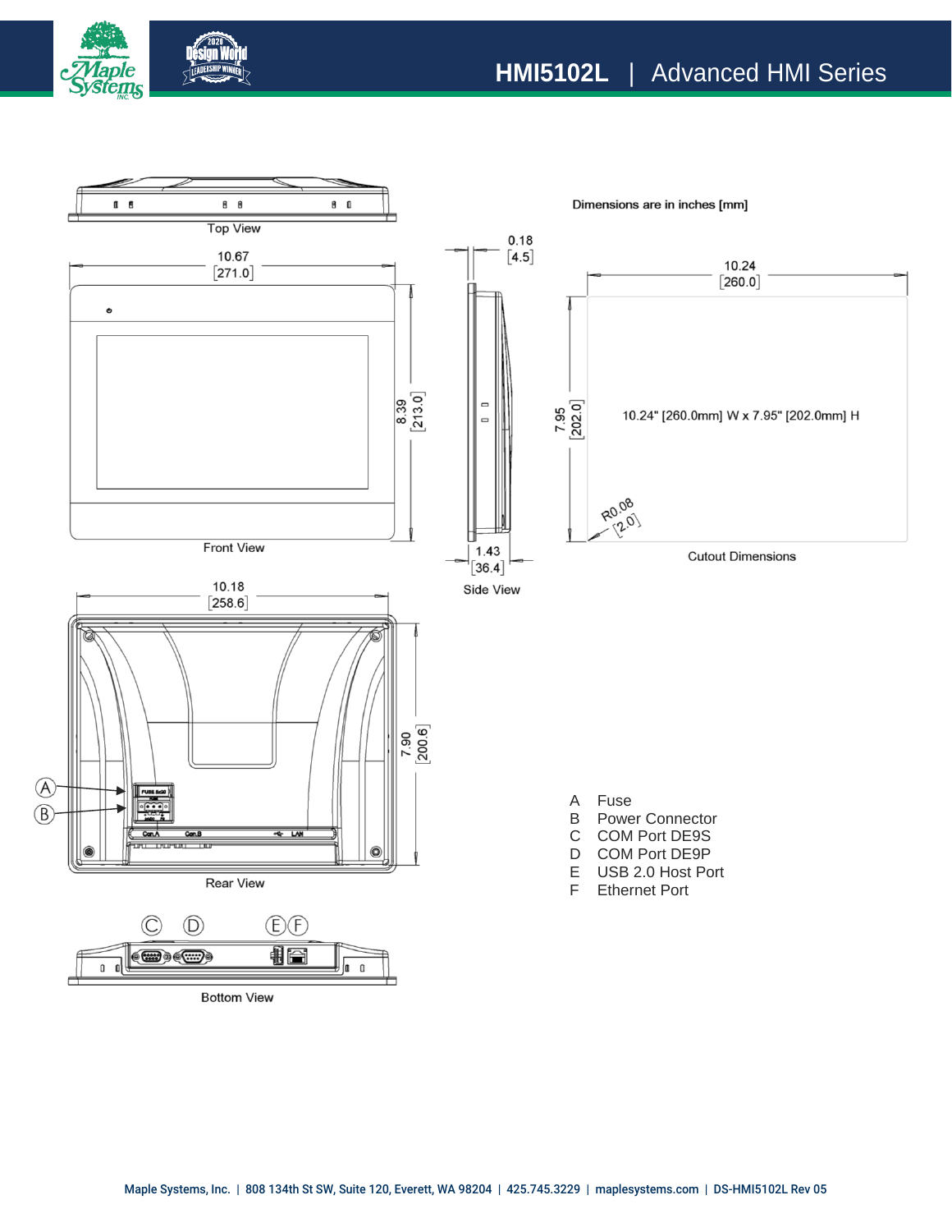Dimensions are in inches [mm]

Top View

10.67
[271.0]

8.39
[213.0]

Front View

0.18
[4.5]

1.43
[36.4]

Side View

10.24
[260.0]

7.95
[202.0]

10.24" [260.0mm] W x 7.95" [202.0mm] H

R0.08
[2.0]

Cutout Dimensions

10.18
[258.6]

7.90
[200.6]

Rear View

Bottom View

- A Fuse
- B Power Connector
- C COM Port DE9S
- D COM Port DE9P
- E USB 2.0 Host Port
- F Ethernet Port